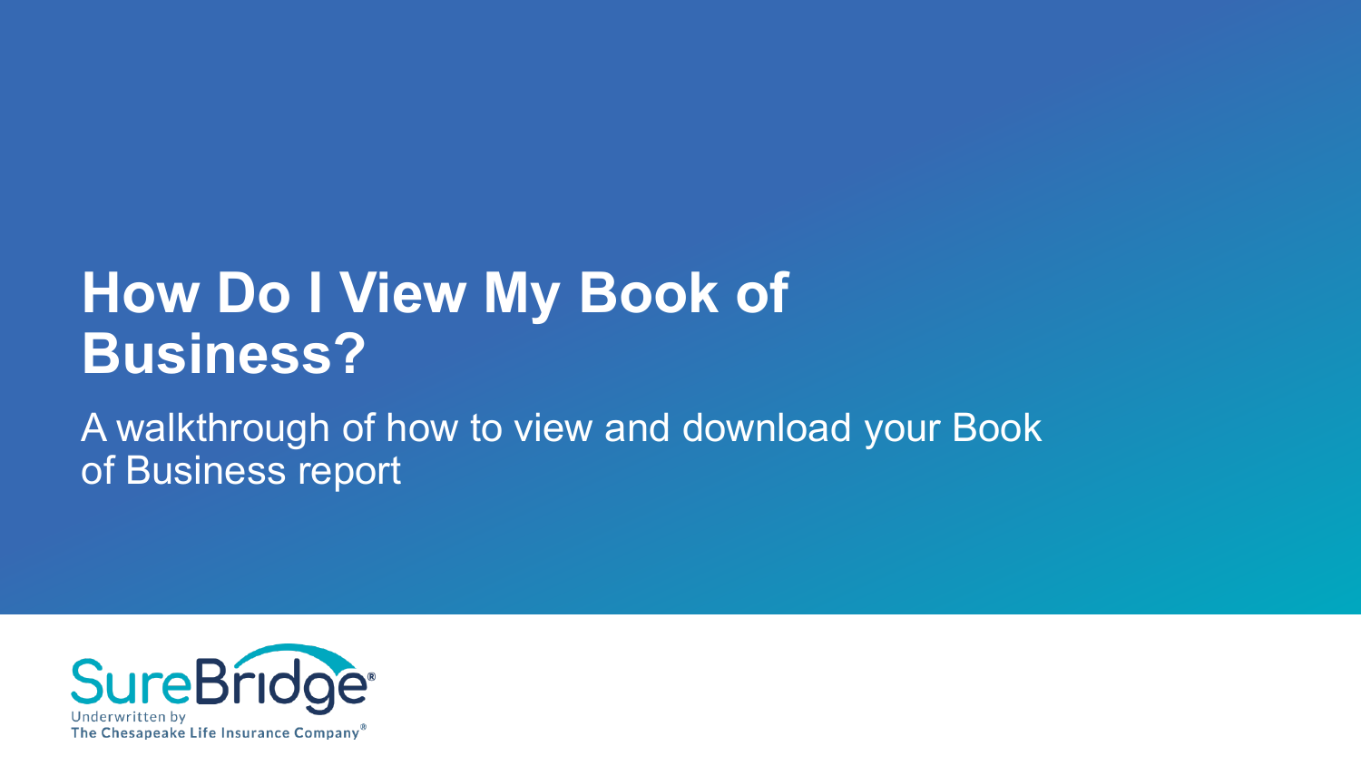# How Do I View My Book of Business?

A walkthrough of how to view and download your Book of Business report

SureBridge®
Underwritten by
The Chesapeake Life Insurance Company®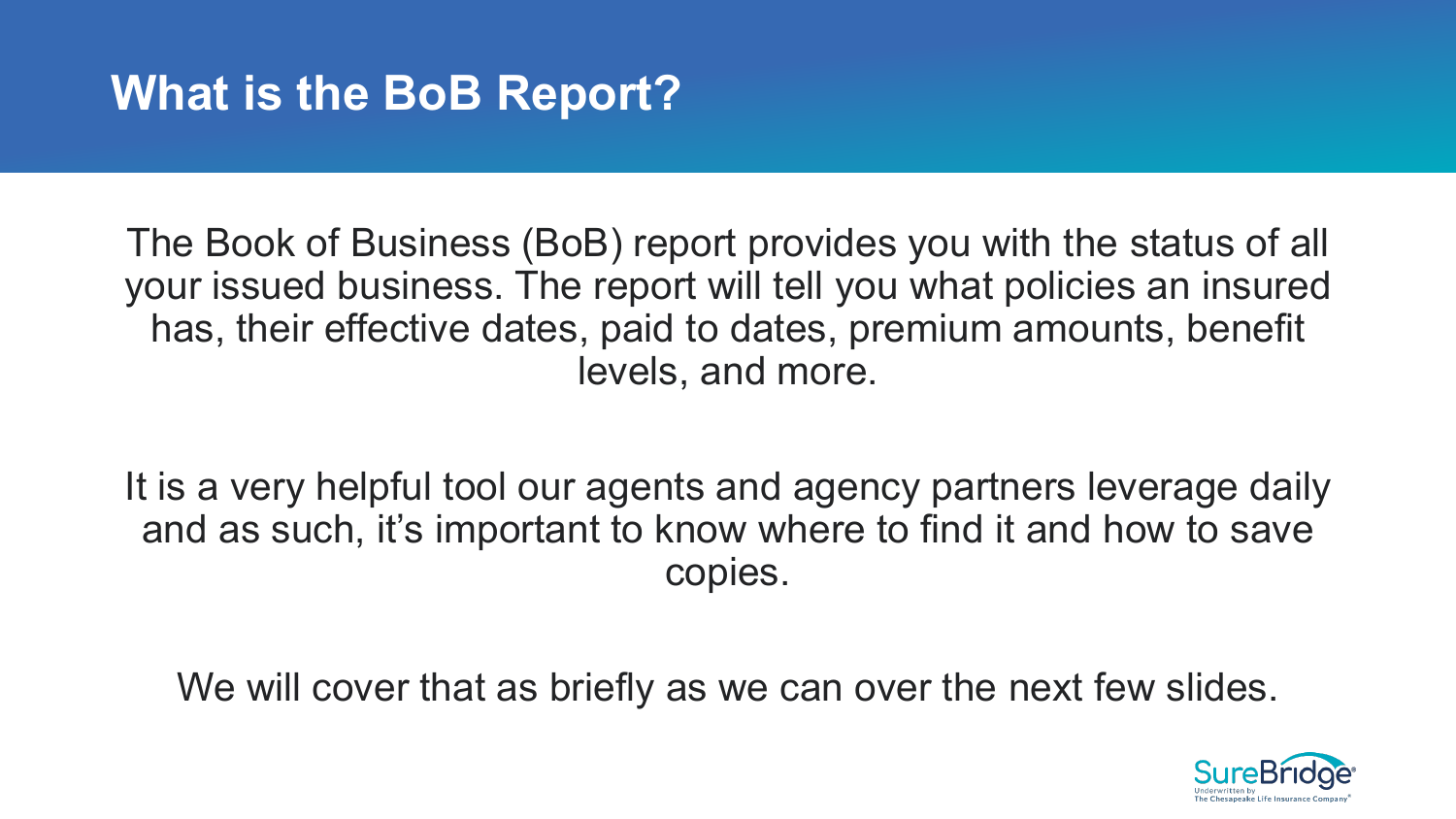# What is the BoB Report?

The Book of Business (BoB) report provides you with the status of all your issued business. The report will tell you what policies an insured has, their effective dates, paid to dates, premium amounts, benefit levels, and more.

It is a very helpful tool our agents and agency partners leverage daily and as such, it's important to know where to find it and how to save copies.

We will cover that as briefly as we can over the next few slides.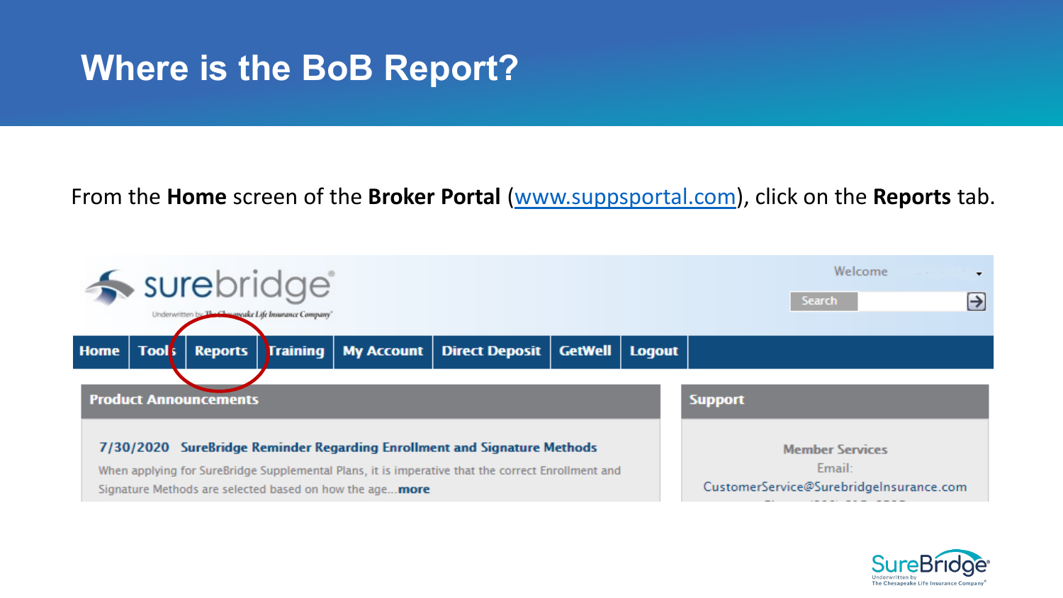# Where is the BoB Report?

From the **Home** screen of the **Broker Portal** ([www.suppsportal.com](www.suppsportal.com)), click on the **Reports** tab.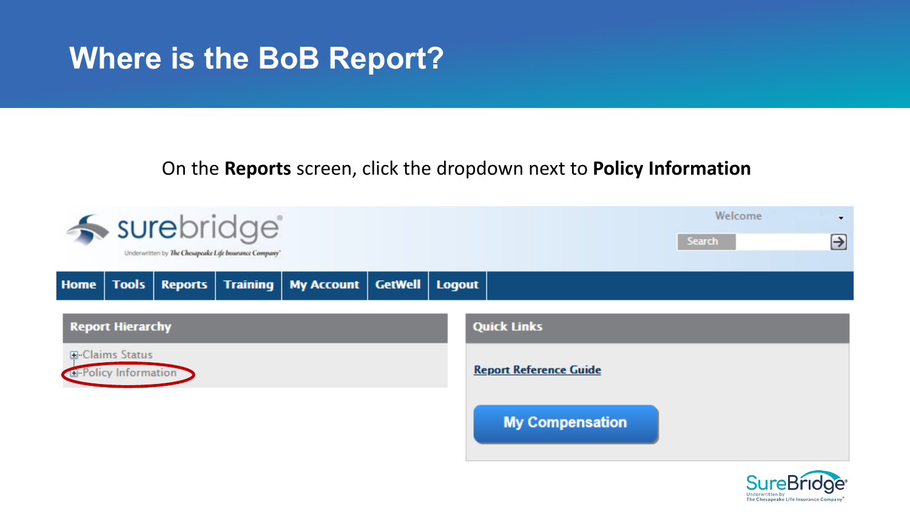# Where is the BoB Report?

On the **Reports** screen, click the dropdown next to **Policy Information**

surebridge
Underwritten by The Chesapeake Life Insurance Company

Welcome

Search

Home | Tools | Reports | Training | My Account | GetWell | Logout

**Report Hierarchy**

- Claims Status
- Policy Information

**Quick Links**

Report Reference Guide

My Compensation

SureBridge
Underwritten by The Chesapeake Life Insurance Company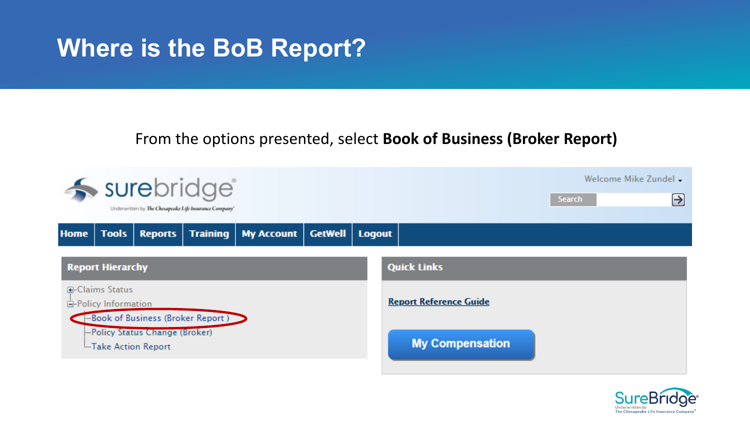# Where is the BoB Report?

From the options presented, select **Book of Business (Broker Report)**

surebridge

Underwritten by The Chesapeake Life Insurance Company

Welcome Mike Zundel

Search

Home | Tools | Reports | Training | My Account | GetWell | Logout

**Report Hierarchy**

- Claims Status
- Policy Information
  - Book of Business (Broker Report )
  - Policy Status Change (Broker)
  - Take Action Report

**Quick Links**

Report Reference Guide

My Compensation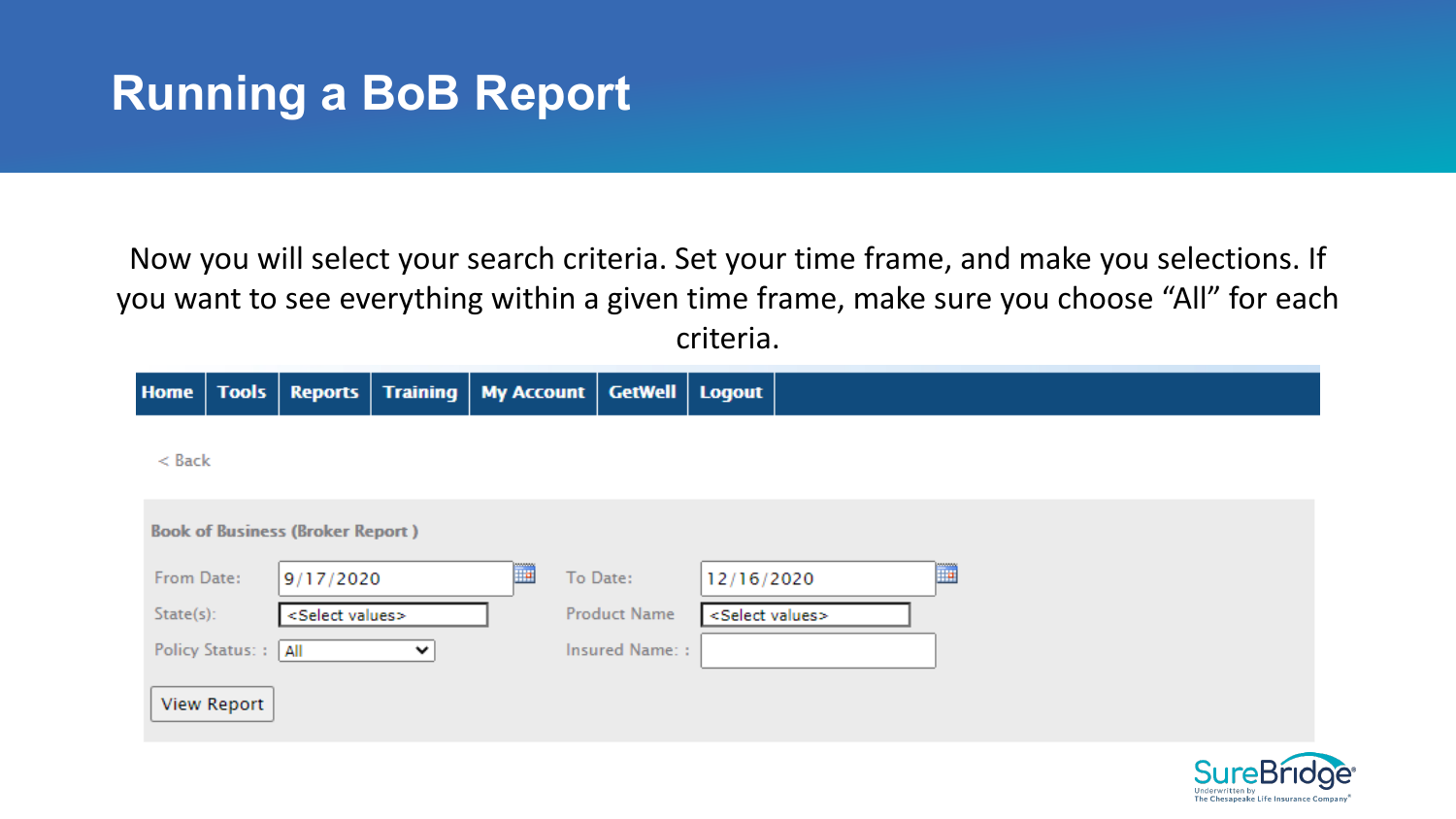# Running a BoB Report

Now you will select your search criteria. Set your time frame, and make you selections. If you want to see everything within a given time frame, make sure you choose "All" for each criteria.

Home | Tools | Reports | Training | My Account | GetWell | Logout

< Back

**Book of Business (Broker Report )**

From Date: 9/17/2020

To Date: 12/16/2020

State(s): <Select values>

Product Name <Select values>

Policy Status: : All

Insured Name: :

View Report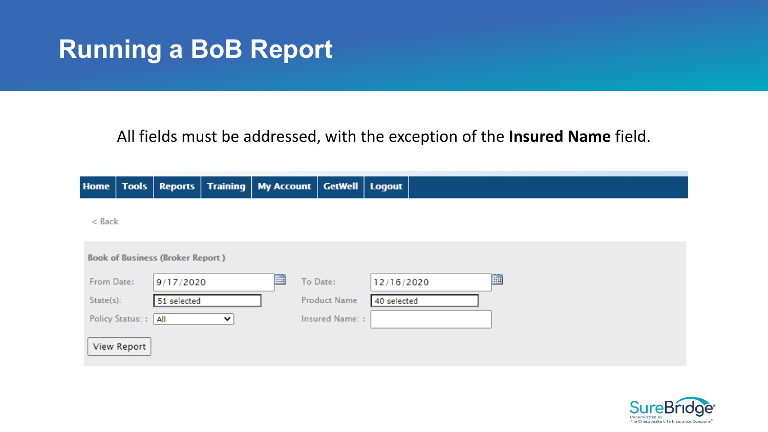# Running a BoB Report

All fields must be addressed, with the exception of the **Insured Name** field.

Home | Tools | Reports | Training | My Account | GetWell | Logout

< Back

**Book of Business (Broker Report )**

| | | | |
|---|---|---|---|
| From Date: | 9/17/2020 | To Date: | 12/16/2020 |
| State(s): | 51 selected | Product Name | 40 selected |
| Policy Status: : | All | Insured Name: : | |

View Report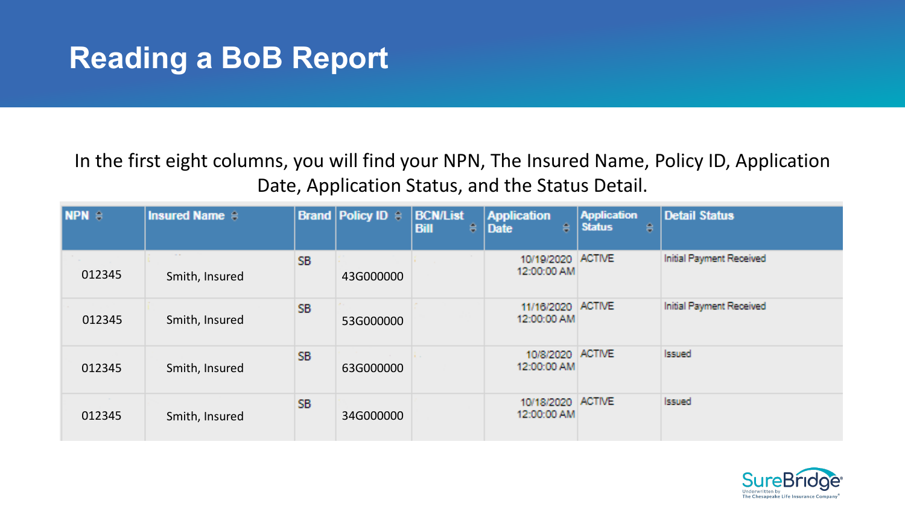# Reading a BoB Report

In the first eight columns, you will find your NPN, The Insured Name, Policy ID, Application Date, Application Status, and the Status Detail.

| NPN | Insured Name | Brand | Policy ID | BCN/List Bill | Application Date | Application Status | Detail Status |
|---|---|---|---|---|---|---|---|
| 012345 | Smith, Insured | SB | 43G000000 | | 10/19/2020 12:00:00 AM | ACTIVE | Initial Payment Received |
| 012345 | Smith, Insured | SB | 53G000000 | | 11/16/2020 12:00:00 AM | ACTIVE | Initial Payment Received |
| 012345 | Smith, Insured | SB | 63G000000 | | 10/8/2020 12:00:00 AM | ACTIVE | Issued |
| 012345 | Smith, Insured | SB | 34G000000 | | 10/18/2020 12:00:00 AM | ACTIVE | Issued |

SureBridge
Underwritten by The Chesapeake Life Insurance Company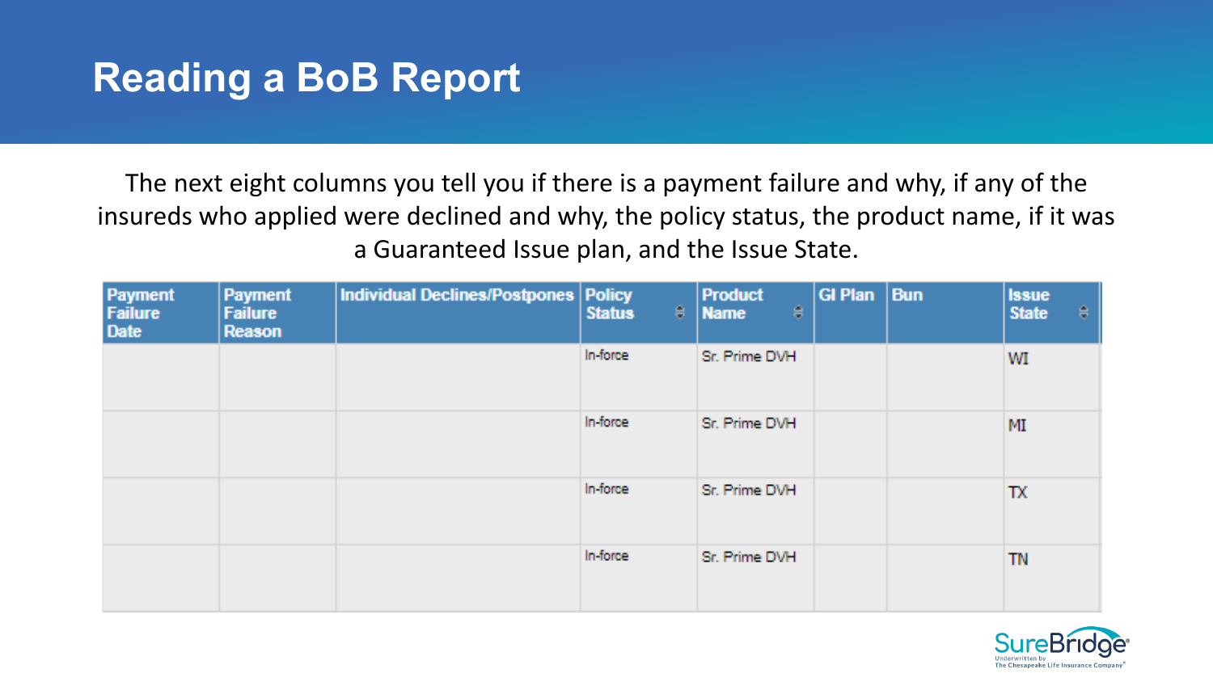# Reading a BoB Report

The next eight columns you tell you if there is a payment failure and why, if any of the insureds who applied were declined and why, the policy status, the product name, if it was a Guaranteed Issue plan, and the Issue State.

| Payment Failure Date | Payment Failure Reason | Individual Declines/Postpones | Policy Status | Product Name | GI Plan | Bun | Issue State |
|---|---|---|---|---|---|---|---|
| | | | In-force | Sr. Prime DVH | | | WI |
| | | | In-force | Sr. Prime DVH | | | MI |
| | | | In-force | Sr. Prime DVH | | | TX |
| | | | In-force | Sr. Prime DVH | | | TN |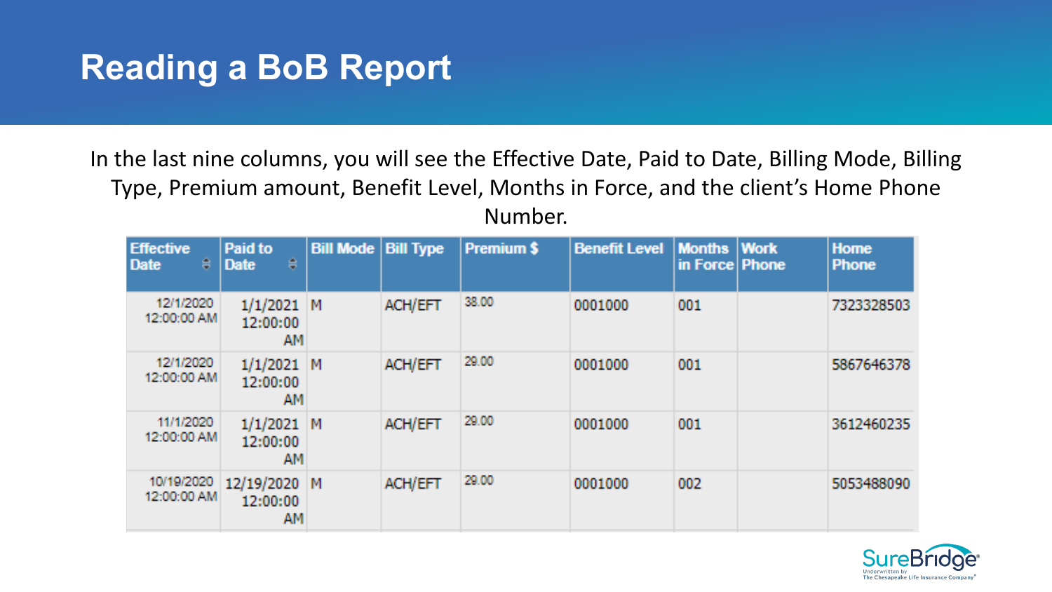# Reading a BoB Report

In the last nine columns, you will see the Effective Date, Paid to Date, Billing Mode, Billing Type, Premium amount, Benefit Level, Months in Force, and the client's Home Phone Number.

| Effective Date | Paid to Date | Bill Mode | Bill Type | Premium $ | Benefit Level | Months in Force | Work Phone | Home Phone |
|---|---|---|---|---|---|---|---|---|
| 12/1/2020 12:00:00 AM | 1/1/2021 12:00:00 AM | M | ACH/EFT | 38.00 | 0001000 | 001 | | 7323328503 |
| 12/1/2020 12:00:00 AM | 1/1/2021 12:00:00 AM | M | ACH/EFT | 29.00 | 0001000 | 001 | | 5867646378 |
| 11/1/2020 12:00:00 AM | 1/1/2021 12:00:00 AM | M | ACH/EFT | 29.00 | 0001000 | 001 | | 3612460235 |
| 10/19/2020 12:00:00 AM | 12/19/2020 12:00:00 AM | M | ACH/EFT | 29.00 | 0001000 | 002 | | 5053488090 |

SureBridge
Underwritten by The Chesapeake Life Insurance Company®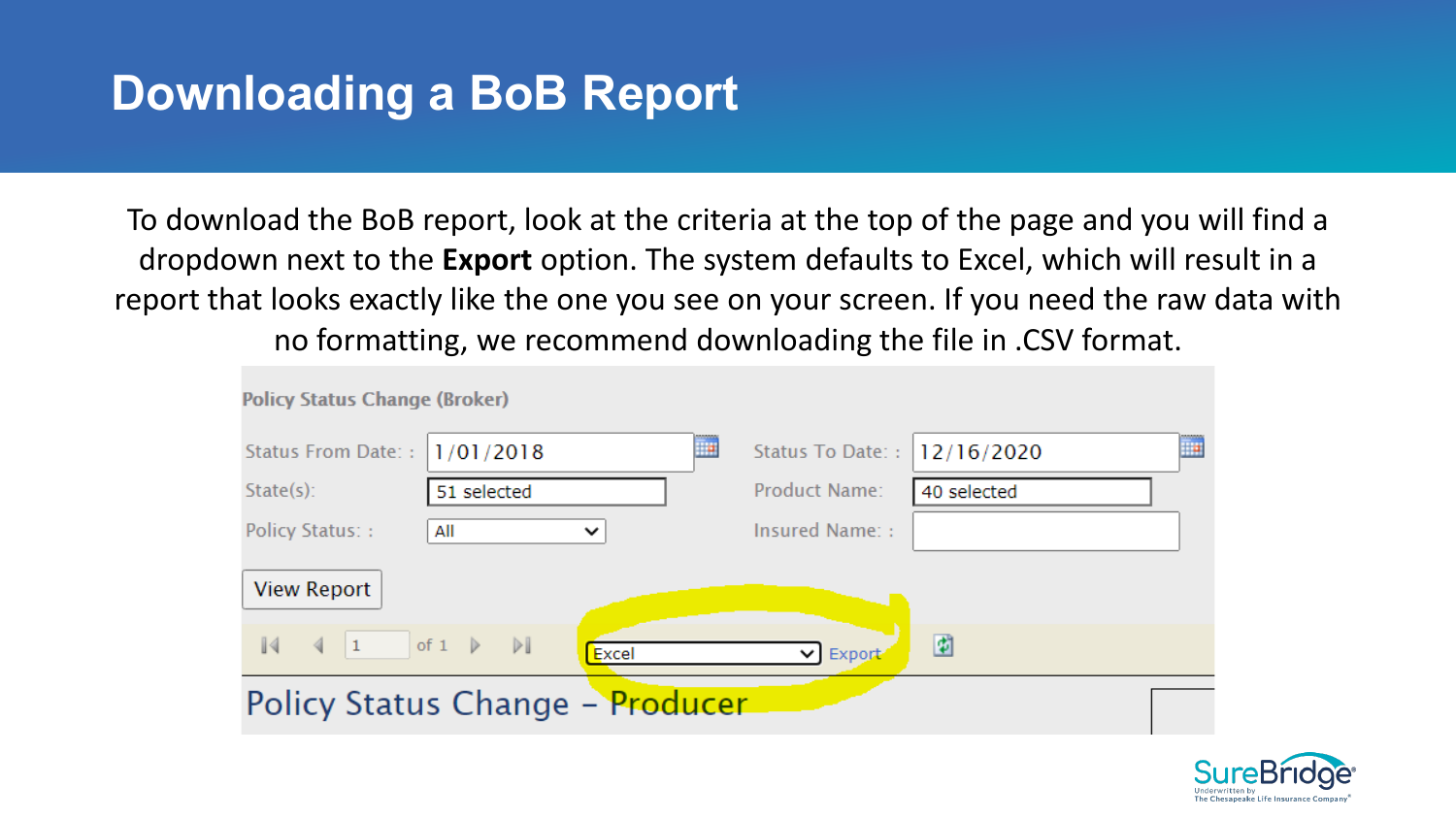# Downloading a BoB Report

To download the BoB report, look at the criteria at the top of the page and you will find a dropdown next to the **Export** option. The system defaults to Excel, which will result in a report that looks exactly like the one you see on your screen. If you need the raw data with no formatting, we recommend downloading the file in .CSV format.

Policy Status Change (Broker)

Status From Date: : 1/01/2018

Status To Date: : 12/16/2020

State(s): 51 selected

Product Name: 40 selected

Policy Status: : All

Insured Name: :

View Report

1 of 1

Excel Export

Policy Status Change – Producer